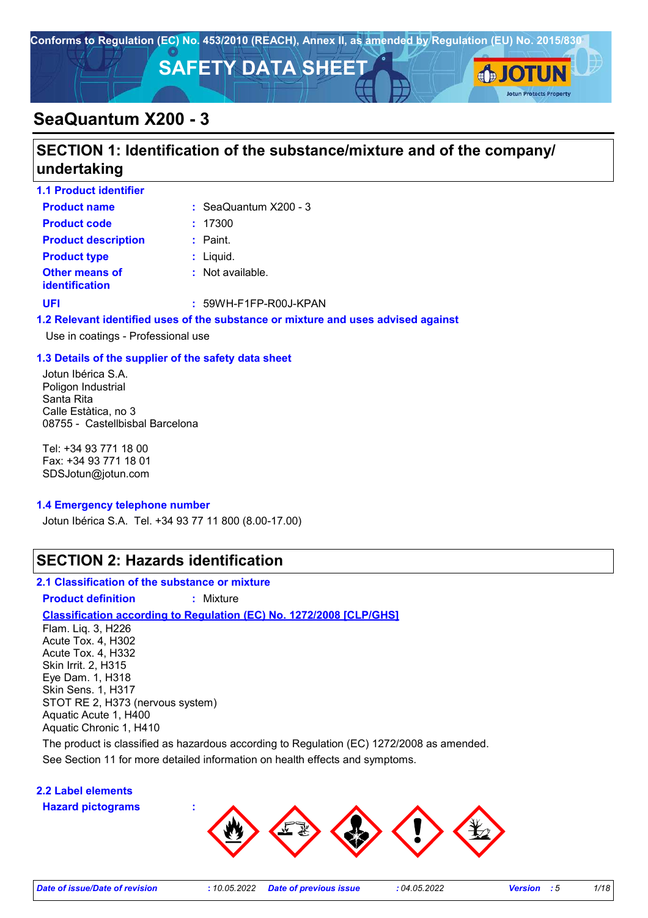Conforms to Regulation (EC) No. 453/2010 (REACH), Annex II, as amended by Regulation (EU) No. 2015/830

# SAFETY DATA SHEET

JOTUN
Jotun Protects Property

# SeaQuantum X200 - 3

## SECTION 1: Identification of the substance/mixture and of the company/ undertaking

### 1.1 Product identifier

**Product name** : SeaQuantum X200 - 3

**Product code** : 17300

**Product description** : Paint.

**Product type** : Liquid.

**Other means of identification** : Not available.

**UFI** : 59WH-F1FP-R00J-KPAN

### 1.2 Relevant identified uses of the substance or mixture and uses advised against

Use in coatings - Professional use

### 1.3 Details of the supplier of the safety data sheet

Jotun Ibérica S.A.
Poligon Industrial
Santa Rita
Calle Estàtica, no 3
08755 - Castellbisbal Barcelona

Tel: +34 93 771 18 00
Fax: +34 93 771 18 01
SDSJotun@jotun.com

### 1.4 Emergency telephone number

Jotun Ibérica S.A. Tel. +34 93 77 11 800 (8.00-17.00)

## SECTION 2: Hazards identification

### 2.1 Classification of the substance or mixture

**Product definition** : Mixture

**Classification according to Regulation (EC) No. 1272/2008 [CLP/GHS]**

Flam. Liq. 3, H226
Acute Tox. 4, H302
Acute Tox. 4, H332
Skin Irrit. 2, H315
Eye Dam. 1, H318
Skin Sens. 1, H317
STOT RE 2, H373 (nervous system)
Aquatic Acute 1, H400
Aquatic Chronic 1, H410

The product is classified as hazardous according to Regulation (EC) 1272/2008 as amended.

See Section 11 for more detailed information on health effects and symptoms.

### 2.2 Label elements

**Hazard pictograms** :

*Date of issue/Date of revision* : 10.05.2022 *Date of previous issue* : 04.05.2022 *Version* : 5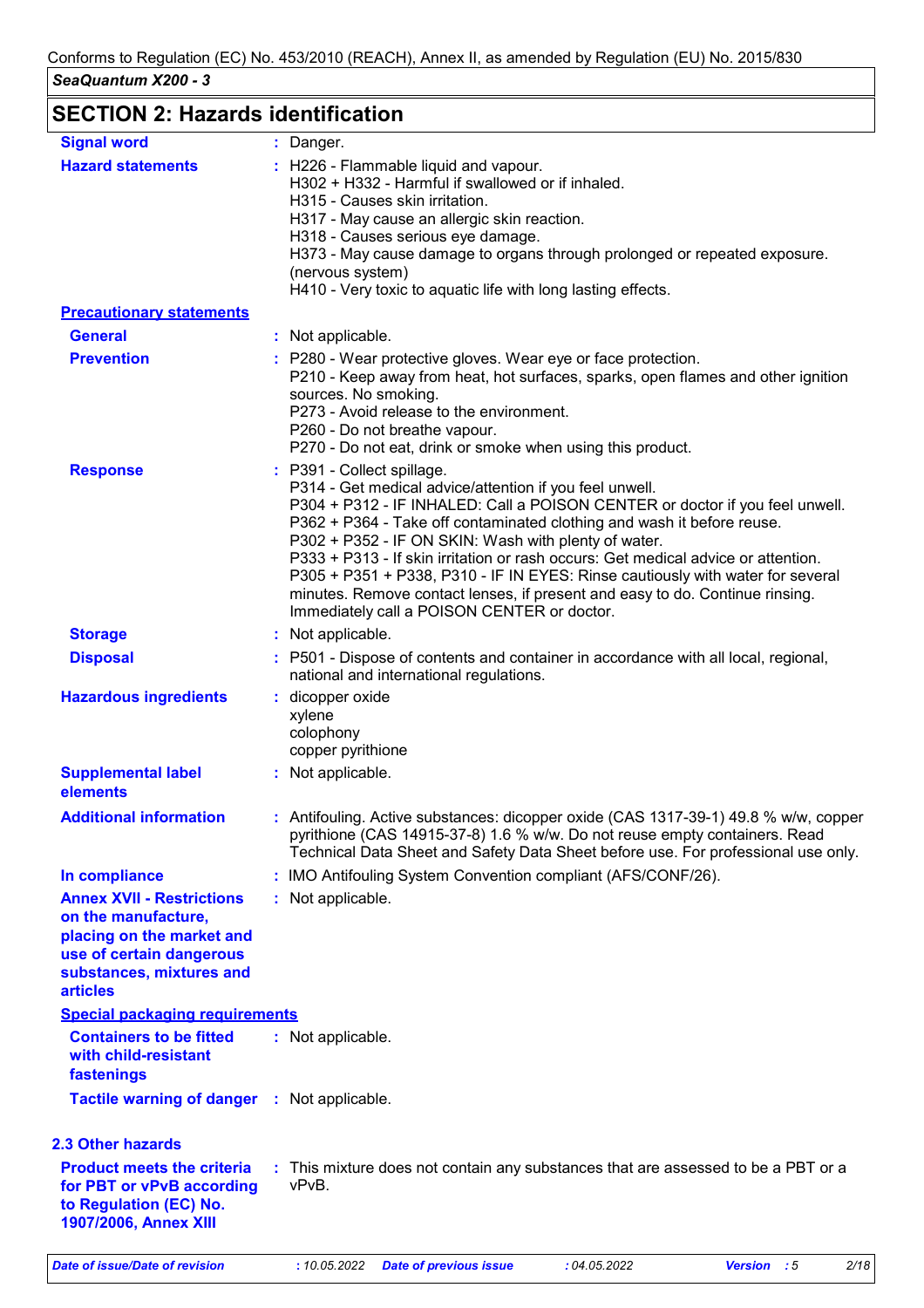## SECTION 2: Hazards identification

**Signal word** : Danger.

**Hazard statements** : H226 - Flammable liquid and vapour.
H302 + H332 - Harmful if swallowed or if inhaled.
H315 - Causes skin irritation.
H317 - May cause an allergic skin reaction.
H318 - Causes serious eye damage.
H373 - May cause damage to organs through prolonged or repeated exposure. (nervous system)
H410 - Very toxic to aquatic life with long lasting effects.

**Precautionary statements**

**General** : Not applicable.

**Prevention** : P280 - Wear protective gloves. Wear eye or face protection.
P210 - Keep away from heat, hot surfaces, sparks, open flames and other ignition sources. No smoking.
P273 - Avoid release to the environment.
P260 - Do not breathe vapour.
P270 - Do not eat, drink or smoke when using this product.

**Response** : P391 - Collect spillage.
P314 - Get medical advice/attention if you feel unwell.
P304 + P312 - IF INHALED: Call a POISON CENTER or doctor if you feel unwell.
P362 + P364 - Take off contaminated clothing and wash it before reuse.
P302 + P352 - IF ON SKIN: Wash with plenty of water.
P333 + P313 - If skin irritation or rash occurs: Get medical advice or attention.
P305 + P351 + P338, P310 - IF IN EYES: Rinse cautiously with water for several minutes. Remove contact lenses, if present and easy to do. Continue rinsing. Immediately call a POISON CENTER or doctor.

**Storage** : Not applicable.

**Disposal** : P501 - Dispose of contents and container in accordance with all local, regional, national and international regulations.

**Hazardous ingredients** : dicopper oxide
xylene
colophony
copper pyrithione

**Supplemental label elements** : Not applicable.

**Additional information** : Antifouling. Active substances: dicopper oxide (CAS 1317-39-1) 49.8 % w/w, copper pyrithione (CAS 14915-37-8) 1.6 % w/w. Do not reuse empty containers. Read Technical Data Sheet and Safety Data Sheet before use. For professional use only.

**In compliance** : IMO Antifouling System Convention compliant (AFS/CONF/26).

**Annex XVII - Restrictions on the manufacture, placing on the market and use of certain dangerous substances, mixtures and articles** : Not applicable.

**Special packaging requirements**

**Containers to be fitted with child-resistant fastenings** : Not applicable.

**Tactile warning of danger** : Not applicable.

### 2.3 Other hazards

**Product meets the criteria for PBT or vPvB according to Regulation (EC) No. 1907/2006, Annex XIII** : This mixture does not contain any substances that are assessed to be a PBT or a vPvB.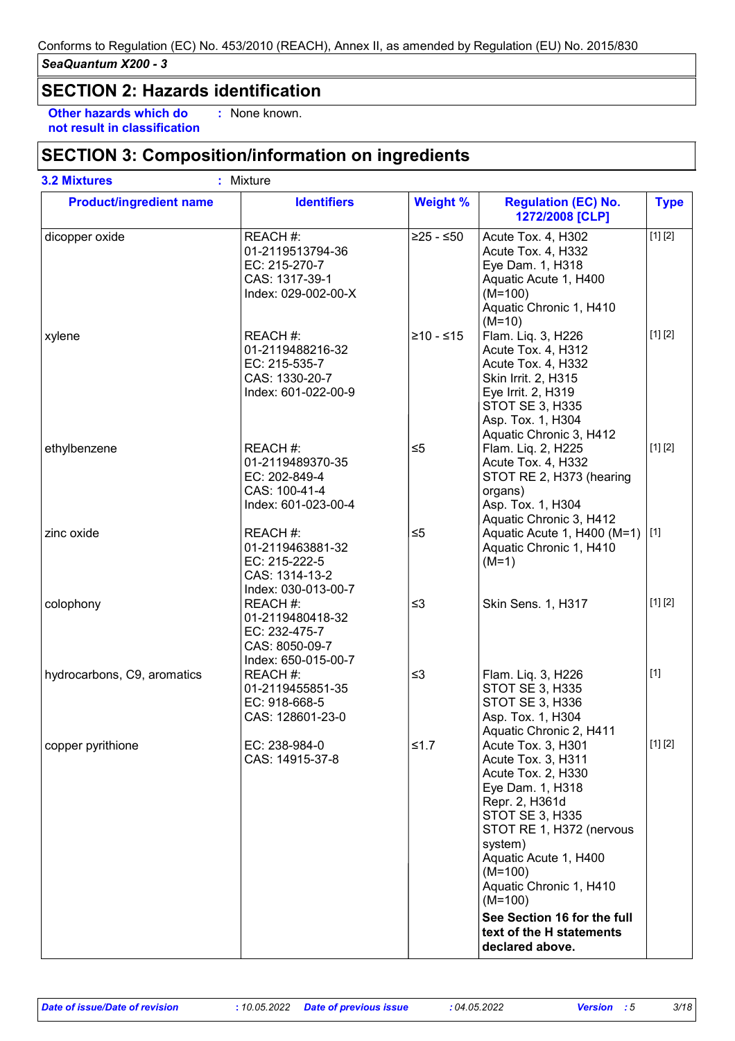## SECTION 2: Hazards identification

**Other hazards which do not result in classification** : None known.

## SECTION 3: Composition/information on ingredients

**3.2 Mixtures** : Mixture

| Product/ingredient name | Identifiers | Weight % | Regulation (EC) No. 1272/2008 [CLP] | Type |
|---|---|---|---|---|
| dicopper oxide | REACH #: 01-2119513794-36<br>EC: 215-270-7<br>CAS: 1317-39-1<br>Index: 029-002-00-X | ≥25 - ≤50 | Acute Tox. 4, H302<br>Acute Tox. 4, H332<br>Eye Dam. 1, H318<br>Aquatic Acute 1, H400 (M=100)<br>Aquatic Chronic 1, H410 (M=10) | [1] [2] |
| xylene | REACH #: 01-2119488216-32<br>EC: 215-535-7<br>CAS: 1330-20-7<br>Index: 601-022-00-9 | ≥10 - ≤15 | Flam. Liq. 3, H226<br>Acute Tox. 4, H312<br>Acute Tox. 4, H332<br>Skin Irrit. 2, H315<br>Eye Irrit. 2, H319<br>STOT SE 3, H335<br>Asp. Tox. 1, H304<br>Aquatic Chronic 3, H412 | [1] [2] |
| ethylbenzene | REACH #: 01-2119489370-35<br>EC: 202-849-4<br>CAS: 100-41-4<br>Index: 601-023-00-4 | ≤5 | Flam. Liq. 2, H225<br>Acute Tox. 4, H332<br>STOT RE 2, H373 (hearing organs)<br>Asp. Tox. 1, H304<br>Aquatic Chronic 3, H412 | [1] [2] |
| zinc oxide | REACH #: 01-2119463881-32<br>EC: 215-222-5<br>CAS: 1314-13-2<br>Index: 030-013-00-7 | ≤5 | Aquatic Acute 1, H400 (M=1)<br>Aquatic Chronic 1, H410 (M=1) | [1] |
| colophony | REACH #: 01-2119480418-32<br>EC: 232-475-7<br>CAS: 8050-09-7<br>Index: 650-015-00-7 | ≤3 | Skin Sens. 1, H317 | [1] [2] |
| hydrocarbons, C9, aromatics | REACH #: 01-2119455851-35<br>EC: 918-668-5<br>CAS: 128601-23-0 | ≤3 | Flam. Liq. 3, H226<br>STOT SE 3, H335<br>STOT SE 3, H336<br>Asp. Tox. 1, H304<br>Aquatic Chronic 2, H411 | [1] |
| copper pyrithione | EC: 238-984-0<br>CAS: 14915-37-8 | ≤1.7 | Acute Tox. 3, H301<br>Acute Tox. 3, H311<br>Acute Tox. 2, H330<br>Eye Dam. 1, H318<br>Repr. 2, H361d<br>STOT SE 3, H335<br>STOT RE 1, H372 (nervous system)<br>Aquatic Acute 1, H400 (M=100)<br>Aquatic Chronic 1, H410 (M=100)<br>**See Section 16 for the full text of the H statements declared above.** | [1] [2] |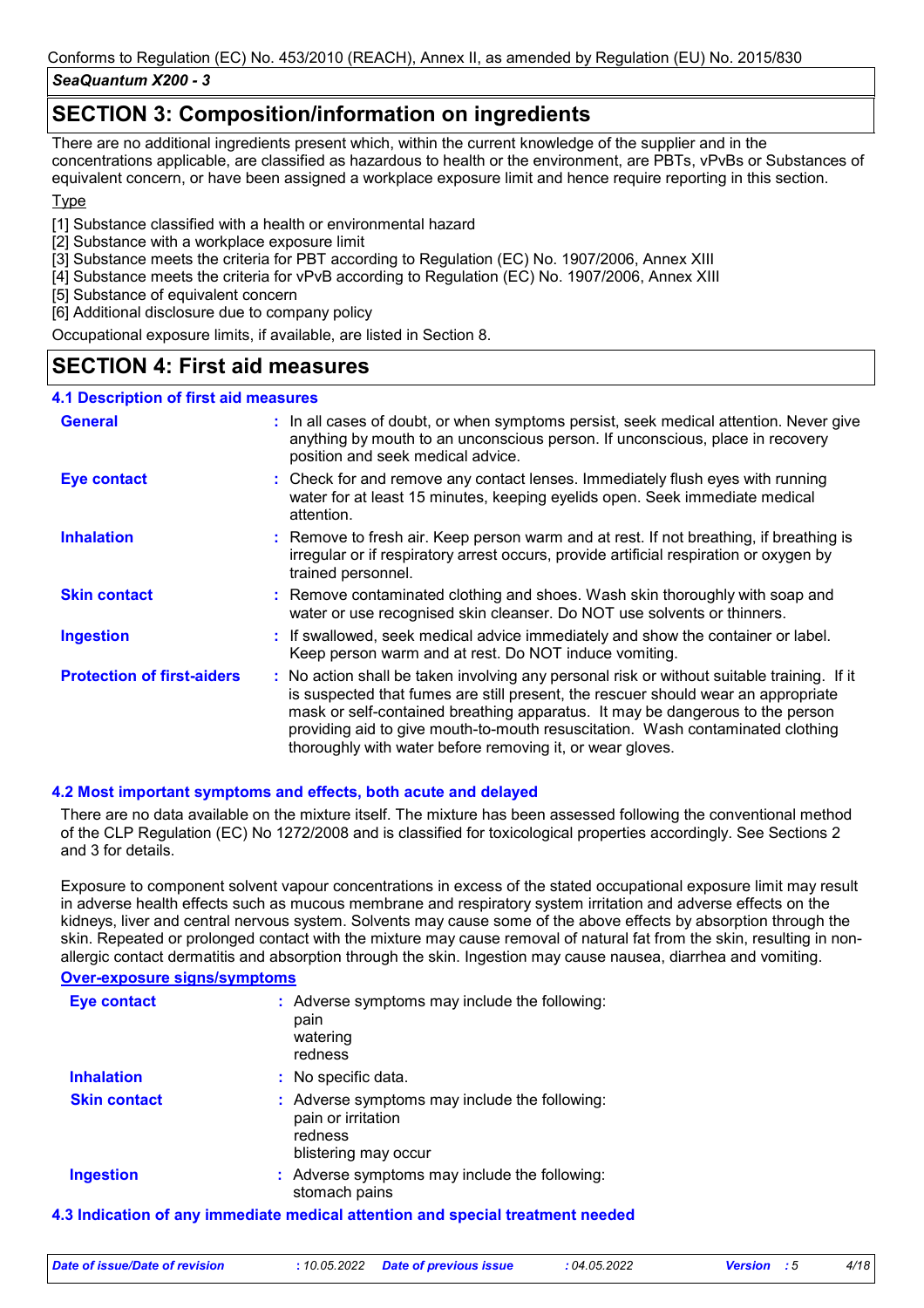## SECTION 3: Composition/information on ingredients

There are no additional ingredients present which, within the current knowledge of the supplier and in the concentrations applicable, are classified as hazardous to health or the environment, are PBTs, vPvBs or Substances of equivalent concern, or have been assigned a workplace exposure limit and hence require reporting in this section.

Type

[1] Substance classified with a health or environmental hazard
[2] Substance with a workplace exposure limit
[3] Substance meets the criteria for PBT according to Regulation (EC) No. 1907/2006, Annex XIII
[4] Substance meets the criteria for vPvB according to Regulation (EC) No. 1907/2006, Annex XIII
[5] Substance of equivalent concern
[6] Additional disclosure due to company policy

Occupational exposure limits, if available, are listed in Section 8.

## SECTION 4: First aid measures

### 4.1 Description of first aid measures

**General** : In all cases of doubt, or when symptoms persist, seek medical attention. Never give anything by mouth to an unconscious person. If unconscious, place in recovery position and seek medical advice.

**Eye contact** : Check for and remove any contact lenses. Immediately flush eyes with running water for at least 15 minutes, keeping eyelids open. Seek immediate medical attention.

**Inhalation** : Remove to fresh air. Keep person warm and at rest. If not breathing, if breathing is irregular or if respiratory arrest occurs, provide artificial respiration or oxygen by trained personnel.

**Skin contact** : Remove contaminated clothing and shoes. Wash skin thoroughly with soap and water or use recognised skin cleanser. Do NOT use solvents or thinners.

**Ingestion** : If swallowed, seek medical advice immediately and show the container or label. Keep person warm and at rest. Do NOT induce vomiting.

**Protection of first-aiders** : No action shall be taken involving any personal risk or without suitable training. If it is suspected that fumes are still present, the rescuer should wear an appropriate mask or self-contained breathing apparatus. It may be dangerous to the person providing aid to give mouth-to-mouth resuscitation. Wash contaminated clothing thoroughly with water before removing it, or wear gloves.

### 4.2 Most important symptoms and effects, both acute and delayed

There are no data available on the mixture itself. The mixture has been assessed following the conventional method of the CLP Regulation (EC) No 1272/2008 and is classified for toxicological properties accordingly. See Sections 2 and 3 for details.

Exposure to component solvent vapour concentrations in excess of the stated occupational exposure limit may result in adverse health effects such as mucous membrane and respiratory system irritation and adverse effects on the kidneys, liver and central nervous system. Solvents may cause some of the above effects by absorption through the skin. Repeated or prolonged contact with the mixture may cause removal of natural fat from the skin, resulting in non-allergic contact dermatitis and absorption through the skin. Ingestion may cause nausea, diarrhea and vomiting.

**Over-exposure signs/symptoms**

**Eye contact** : Adverse symptoms may include the following:
pain
watering
redness

**Inhalation** : No specific data.

**Skin contact** : Adverse symptoms may include the following:
pain or irritation
redness
blistering may occur

**Ingestion** : Adverse symptoms may include the following:
stomach pains

### 4.3 Indication of any immediate medical attention and special treatment needed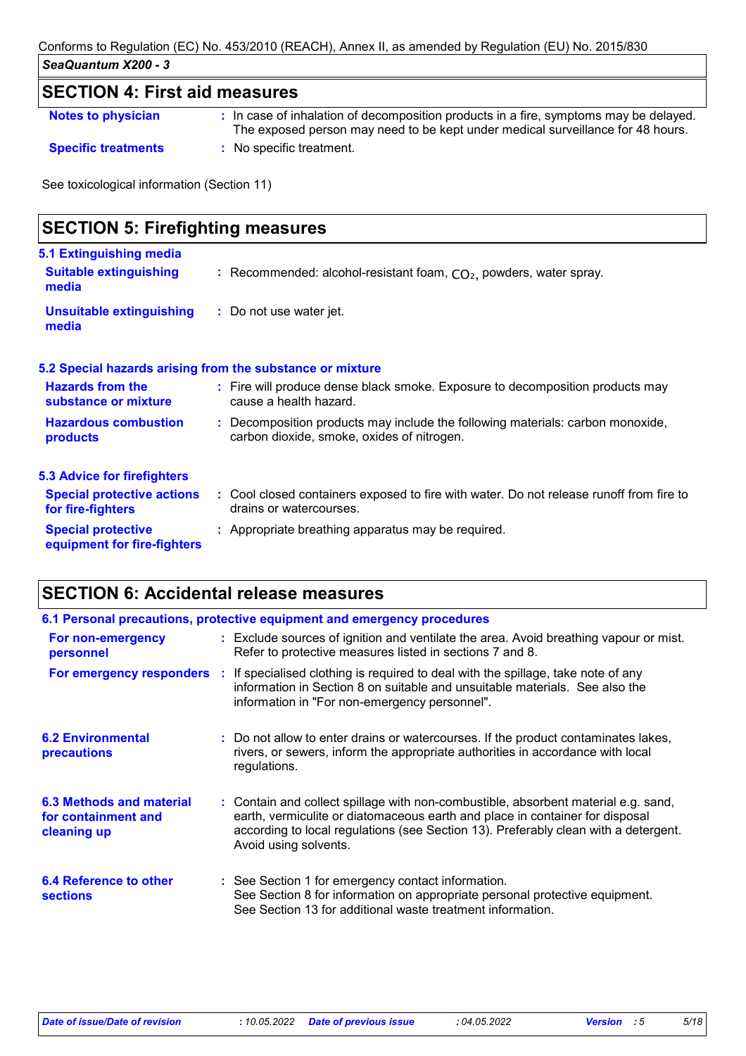## SECTION 4: First aid measures

**Notes to physician** : In case of inhalation of decomposition products in a fire, symptoms may be delayed. The exposed person may need to be kept under medical surveillance for 48 hours.

**Specific treatments** : No specific treatment.

See toxicological information (Section 11)

## SECTION 5: Firefighting measures

### 5.1 Extinguishing media

**Suitable extinguishing media** : Recommended: alcohol-resistant foam, $CO_2$, powders, water spray.

**Unsuitable extinguishing media** : Do not use water jet.

### 5.2 Special hazards arising from the substance or mixture

**Hazards from the substance or mixture** : Fire will produce dense black smoke. Exposure to decomposition products may cause a health hazard.

**Hazardous combustion products** : Decomposition products may include the following materials: carbon monoxide, carbon dioxide, smoke, oxides of nitrogen.

### 5.3 Advice for firefighters

**Special protective actions for fire-fighters** : Cool closed containers exposed to fire with water. Do not release runoff from fire to drains or watercourses.

**Special protective equipment for fire-fighters** : Appropriate breathing apparatus may be required.

## SECTION 6: Accidental release measures

### 6.1 Personal precautions, protective equipment and emergency procedures

**For non-emergency personnel** : Exclude sources of ignition and ventilate the area. Avoid breathing vapour or mist. Refer to protective measures listed in sections 7 and 8.

**For emergency responders** : If specialised clothing is required to deal with the spillage, take note of any information in Section 8 on suitable and unsuitable materials. See also the information in "For non-emergency personnel".

### 6.2 Environmental precautions

: Do not allow to enter drains or watercourses. If the product contaminates lakes, rivers, or sewers, inform the appropriate authorities in accordance with local regulations.

### 6.3 Methods and material for containment and cleaning up

: Contain and collect spillage with non-combustible, absorbent material e.g. sand, earth, vermiculite or diatomaceous earth and place in container for disposal according to local regulations (see Section 13). Preferably clean with a detergent. Avoid using solvents.

### 6.4 Reference to other sections

: See Section 1 for emergency contact information.
See Section 8 for information on appropriate personal protective equipment.
See Section 13 for additional waste treatment information.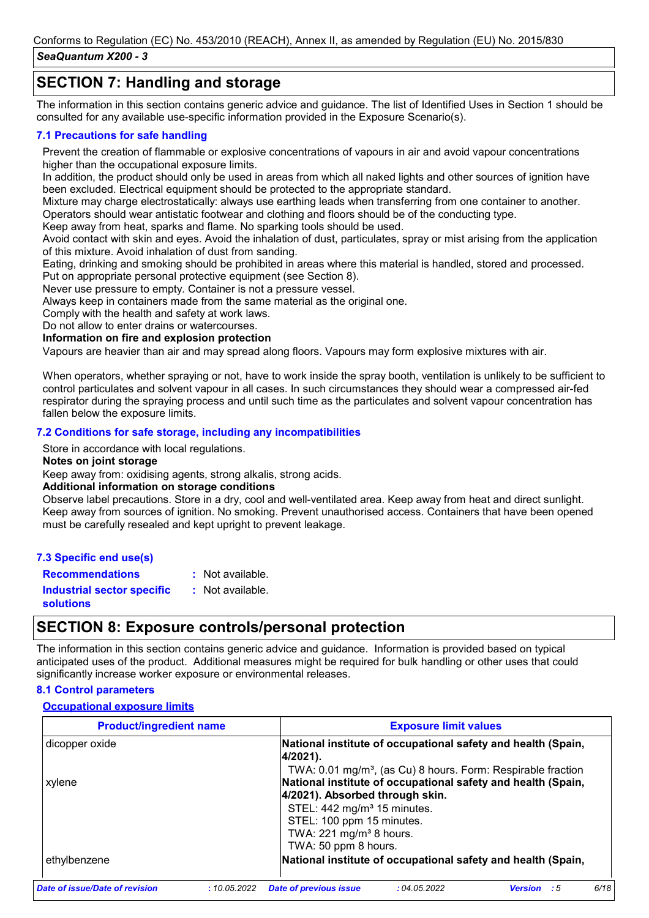## SECTION 7: Handling and storage

The information in this section contains generic advice and guidance. The list of Identified Uses in Section 1 should be consulted for any available use-specific information provided in the Exposure Scenario(s).

### 7.1 Precautions for safe handling

Prevent the creation of flammable or explosive concentrations of vapours in air and avoid vapour concentrations higher than the occupational exposure limits.
In addition, the product should only be used in areas from which all naked lights and other sources of ignition have been excluded. Electrical equipment should be protected to the appropriate standard.
Mixture may charge electrostatically: always use earthing leads when transferring from one container to another. Operators should wear antistatic footwear and clothing and floors should be of the conducting type.
Keep away from heat, sparks and flame. No sparking tools should be used.
Avoid contact with skin and eyes. Avoid the inhalation of dust, particulates, spray or mist arising from the application of this mixture. Avoid inhalation of dust from sanding.
Eating, drinking and smoking should be prohibited in areas where this material is handled, stored and processed.
Put on appropriate personal protective equipment (see Section 8).
Never use pressure to empty. Container is not a pressure vessel.
Always keep in containers made from the same material as the original one.
Comply with the health and safety at work laws.
Do not allow to enter drains or watercourses.

**Information on fire and explosion protection**

Vapours are heavier than air and may spread along floors. Vapours may form explosive mixtures with air.

When operators, whether spraying or not, have to work inside the spray booth, ventilation is unlikely to be sufficient to control particulates and solvent vapour in all cases. In such circumstances they should wear a compressed air-fed respirator during the spraying process and until such time as the particulates and solvent vapour concentration has fallen below the exposure limits.

### 7.2 Conditions for safe storage, including any incompatibilities

Store in accordance with local regulations.

**Notes on joint storage**

Keep away from: oxidising agents, strong alkalis, strong acids.

**Additional information on storage conditions**

Observe label precautions. Store in a dry, cool and well-ventilated area. Keep away from heat and direct sunlight. Keep away from sources of ignition. No smoking. Prevent unauthorised access. Containers that have been opened must be carefully resealed and kept upright to prevent leakage.

### 7.3 Specific end use(s)

**Recommendations** : Not available.

**Industrial sector specific solutions** : Not available.

## SECTION 8: Exposure controls/personal protection

The information in this section contains generic advice and guidance. Information is provided based on typical anticipated uses of the product. Additional measures might be required for bulk handling or other uses that could significantly increase worker exposure or environmental releases.

### 8.1 Control parameters

**Occupational exposure limits**

| Product/ingredient name | Exposure limit values |
|---|---|
| dicopper oxide | **National institute of occupational safety and health (Spain, 4/2021).**<br>TWA: 0.01 mg/m³, (as Cu) 8 hours. Form: Respirable fraction |
| xylene | **National institute of occupational safety and health (Spain, 4/2021). Absorbed through skin.**<br>STEL: 442 mg/m³ 15 minutes.<br>STEL: 100 ppm 15 minutes.<br>TWA: 221 mg/m³ 8 hours.<br>TWA: 50 ppm 8 hours. |
| ethylbenzene | **National institute of occupational safety and health (Spain,** |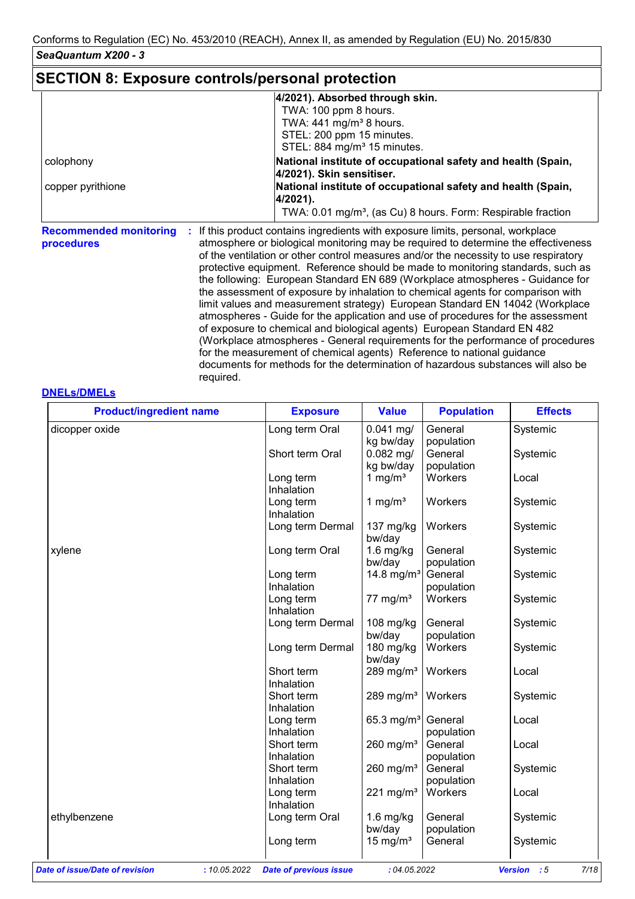## SECTION 8: Exposure controls/personal protection

| | |
|---|---|
| | **4/2021). Absorbed through skin.**<br>TWA: 100 ppm 8 hours.<br>TWA: 441 mg/m³ 8 hours.<br>STEL: 200 ppm 15 minutes.<br>STEL: 884 mg/m³ 15 minutes. |
| colophony | **National institute of occupational safety and health (Spain, 4/2021). Skin sensitiser.** |
| copper pyrithione | **National institute of occupational safety and health (Spain, 4/2021).**<br>TWA: 0.01 mg/m³, (as Cu) 8 hours. Form: Respirable fraction |

**Recommended monitoring procedures** : If this product contains ingredients with exposure limits, personal, workplace atmosphere or biological monitoring may be required to determine the effectiveness of the ventilation or other control measures and/or the necessity to use respiratory protective equipment. Reference should be made to monitoring standards, such as the following: European Standard EN 689 (Workplace atmospheres - Guidance for the assessment of exposure by inhalation to chemical agents for comparison with limit values and measurement strategy) European Standard EN 14042 (Workplace atmospheres - Guide for the application and use of procedures for the assessment of exposure to chemical and biological agents) European Standard EN 482 (Workplace atmospheres - General requirements for the performance of procedures for the measurement of chemical agents) Reference to national guidance documents for methods for the determination of hazardous substances will also be required.

### DNELs/DMELs

| Product/ingredient name | Exposure | Value | Population | Effects |
|---|---|---|---|---|
| dicopper oxide | Long term Oral | 0.041 mg/kg bw/day | General population | Systemic |
| | Short term Oral | 0.082 mg/kg bw/day | General population | Systemic |
| | Long term Inhalation | 1 mg/m³ | Workers | Local |
| | Long term Inhalation | 1 mg/m³ | Workers | Systemic |
| | Long term Dermal | 137 mg/kg bw/day | Workers | Systemic |
| xylene | Long term Oral | 1.6 mg/kg bw/day | General population | Systemic |
| | Long term Inhalation | 14.8 mg/m³ | General population | Systemic |
| | Long term Inhalation | 77 mg/m³ | Workers | Systemic |
| | Long term Dermal | 108 mg/kg bw/day | General population | Systemic |
| | Long term Dermal | 180 mg/kg bw/day | Workers | Systemic |
| | Short term Inhalation | 289 mg/m³ | Workers | Local |
| | Short term Inhalation | 289 mg/m³ | Workers | Systemic |
| | Long term Inhalation | 65.3 mg/m³ | General population | Local |
| | Short term Inhalation | 260 mg/m³ | General population | Local |
| | Short term Inhalation | 260 mg/m³ | General population | Systemic |
| | Long term Inhalation | 221 mg/m³ | Workers | Local |
| ethylbenzene | Long term Oral | 1.6 mg/kg bw/day | General population | Systemic |
| | Long term | 15 mg/m³ | General | Systemic |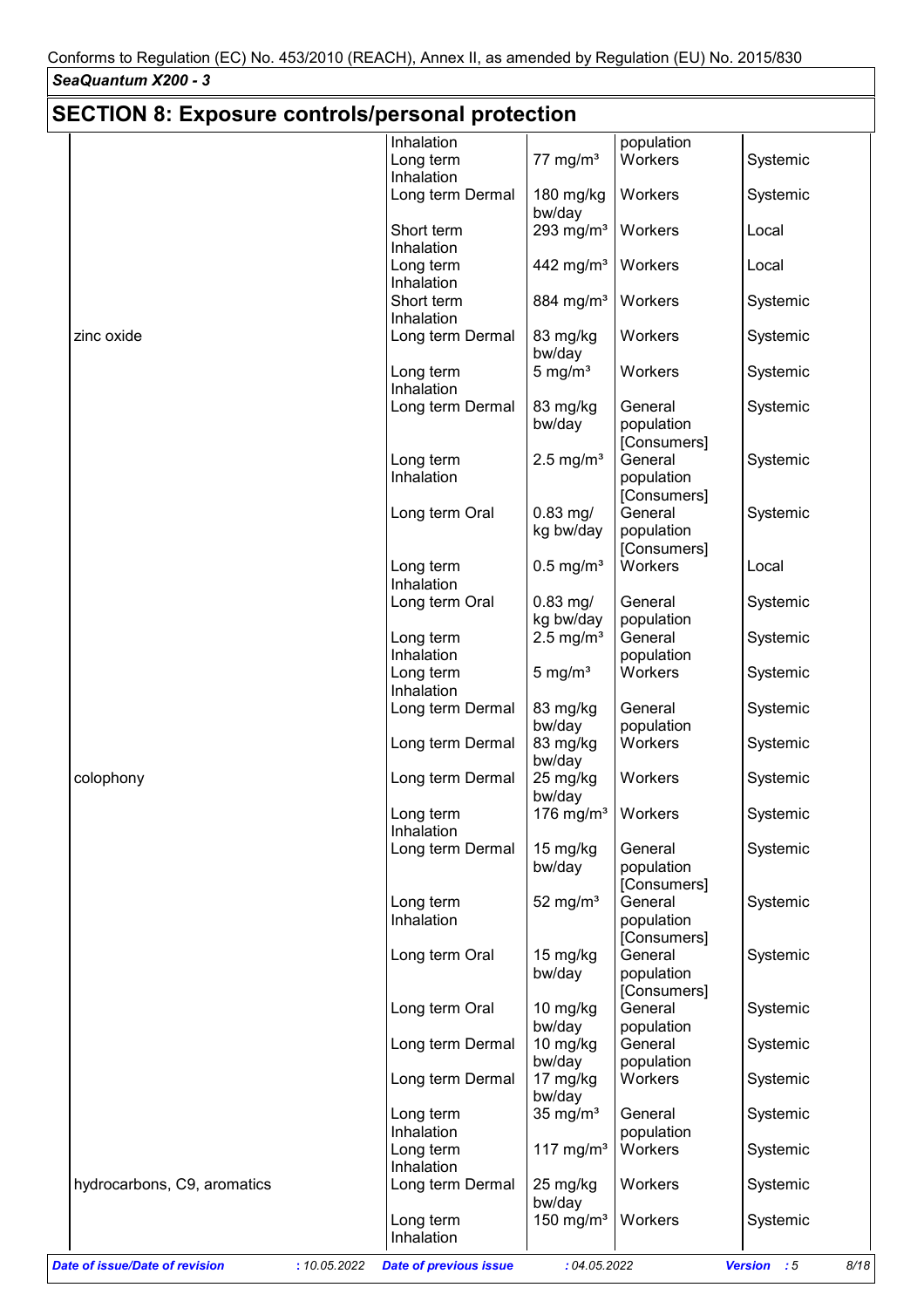Conforms to Regulation (EC) No. 453/2010 (REACH), Annex II, as amended by Regulation (EU) No. 2015/830

*SeaQuantum X200 - 3*

## SECTION 8: Exposure controls/personal protection

| | | | | |
|---|---|---|---|---|
| | Inhalation | | population | |
| | Long term Inhalation | 77 mg/m³ | Workers | Systemic |
| | Long term Dermal | 180 mg/kg bw/day | Workers | Systemic |
| | Short term Inhalation | 293 mg/m³ | Workers | Local |
| | Long term Inhalation | 442 mg/m³ | Workers | Local |
| | Short term Inhalation | 884 mg/m³ | Workers | Systemic |
| zinc oxide | Long term Dermal | 83 mg/kg bw/day | Workers | Systemic |
| | Long term Inhalation | 5 mg/m³ | Workers | Systemic |
| | Long term Dermal | 83 mg/kg bw/day | General population [Consumers] | Systemic |
| | Long term Inhalation | 2.5 mg/m³ | General population [Consumers] | Systemic |
| | Long term Oral | 0.83 mg/kg bw/day | General population [Consumers] | Systemic |
| | Long term Inhalation | 0.5 mg/m³ | Workers | Local |
| | Long term Oral | 0.83 mg/kg bw/day | General population | Systemic |
| | Long term Inhalation | 2.5 mg/m³ | General population | Systemic |
| | Long term Inhalation | 5 mg/m³ | Workers | Systemic |
| | Long term Dermal | 83 mg/kg bw/day | General population | Systemic |
| | Long term Dermal | 83 mg/kg bw/day | Workers | Systemic |
| colophony | Long term Dermal | 25 mg/kg bw/day | Workers | Systemic |
| | Long term Inhalation | 176 mg/m³ | Workers | Systemic |
| | Long term Dermal | 15 mg/kg bw/day | General population [Consumers] | Systemic |
| | Long term Inhalation | 52 mg/m³ | General population [Consumers] | Systemic |
| | Long term Oral | 15 mg/kg bw/day | General population [Consumers] | Systemic |
| | Long term Oral | 10 mg/kg bw/day | General population | Systemic |
| | Long term Dermal | 10 mg/kg bw/day | General population | Systemic |
| | Long term Dermal | 17 mg/kg bw/day | Workers | Systemic |
| | Long term Inhalation | 35 mg/m³ | General population | Systemic |
| | Long term Inhalation | 117 mg/m³ | Workers | Systemic |
| hydrocarbons, C9, aromatics | Long term Dermal | 25 mg/kg bw/day | Workers | Systemic |
| | Long term Inhalation | 150 mg/m³ | Workers | Systemic |

*Date of issue/Date of revision* : 10.05.2022 *Date of previous issue* : 04.05.2022 *Version* : 5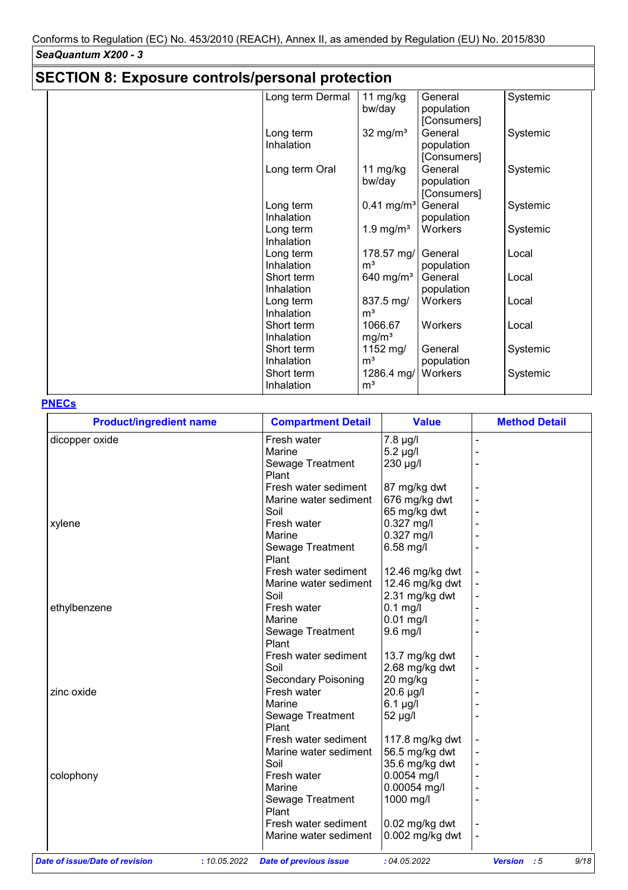## SECTION 8: Exposure controls/personal protection

| | | | | |
|---|---|---|---|---|
| | Long term Dermal | 11 mg/kg bw/day | General population [Consumers] | Systemic |
| | Long term Inhalation | 32 mg/m³ | General population [Consumers] | Systemic |
| | Long term Oral | 11 mg/kg bw/day | General population [Consumers] | Systemic |
| | Long term Inhalation | 0.41 mg/m³ | General population | Systemic |
| | Long term Inhalation | 1.9 mg/m³ | Workers | Systemic |
| | Long term Inhalation | 178.57 mg/m³ | General population | Local |
| | Short term Inhalation | 640 mg/m³ | General population | Local |
| | Long term Inhalation | 837.5 mg/m³ | Workers | Local |
| | Short term Inhalation | 1066.67 mg/m³ | Workers | Local |
| | Short term Inhalation | 1152 mg/m³ | General population | Systemic |
| | Short term Inhalation | 1286.4 mg/m³ | Workers | Systemic |

**PNECs**

| Product/ingredient name | Compartment Detail | Value | Method Detail |
|---|---|---|---|
| dicopper oxide | Fresh water | 7.8 µg/l | - |
| | Marine | 5.2 µg/l | - |
| | Sewage Treatment Plant | 230 µg/l | - |
| | Fresh water sediment | 87 mg/kg dwt | - |
| | Marine water sediment | 676 mg/kg dwt | - |
| | Soil | 65 mg/kg dwt | - |
| xylene | Fresh water | 0.327 mg/l | - |
| | Marine | 0.327 mg/l | - |
| | Sewage Treatment Plant | 6.58 mg/l | - |
| | Fresh water sediment | 12.46 mg/kg dwt | - |
| | Marine water sediment | 12.46 mg/kg dwt | - |
| | Soil | 2.31 mg/kg dwt | - |
| ethylbenzene | Fresh water | 0.1 mg/l | - |
| | Marine | 0.01 mg/l | - |
| | Sewage Treatment Plant | 9.6 mg/l | - |
| | Fresh water sediment | 13.7 mg/kg dwt | - |
| | Soil | 2.68 mg/kg dwt | - |
| | Secondary Poisoning | 20 mg/kg | - |
| zinc oxide | Fresh water | 20.6 µg/l | - |
| | Marine | 6.1 µg/l | - |
| | Sewage Treatment Plant | 52 µg/l | - |
| | Fresh water sediment | 117.8 mg/kg dwt | - |
| | Marine water sediment | 56.5 mg/kg dwt | - |
| | Soil | 35.6 mg/kg dwt | - |
| colophony | Fresh water | 0.0054 mg/l | - |
| | Marine | 0.00054 mg/l | - |
| | Sewage Treatment Plant | 1000 mg/l | - |
| | Fresh water sediment | 0.02 mg/kg dwt | - |
| | Marine water sediment | 0.002 mg/kg dwt | - |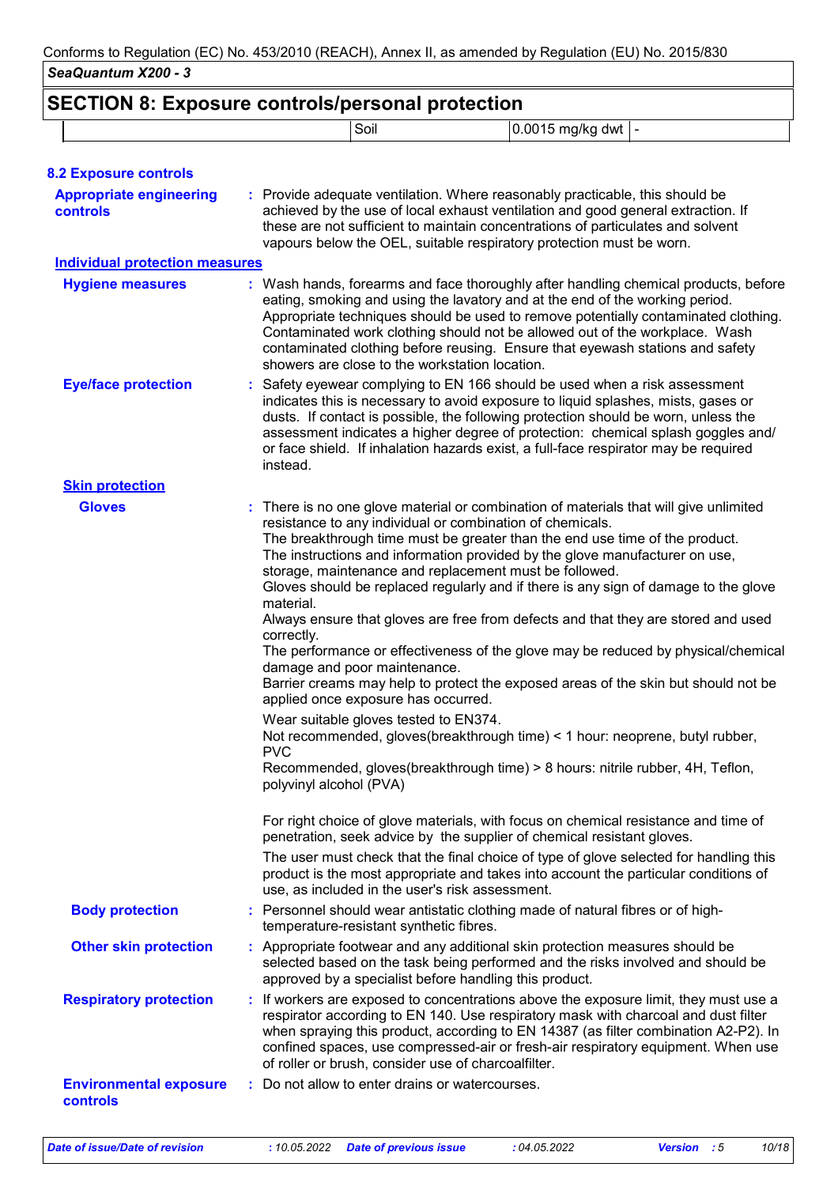## SECTION 8: Exposure controls/personal protection

| | Soil | 0.0015 mg/kg dwt | - |
|---|---|---|---|

### 8.2 Exposure controls

**Appropriate engineering controls** : Provide adequate ventilation. Where reasonably practicable, this should be achieved by the use of local exhaust ventilation and good general extraction. If these are not sufficient to maintain concentrations of particulates and solvent vapours below the OEL, suitable respiratory protection must be worn.

**Individual protection measures**

**Hygiene measures** : Wash hands, forearms and face thoroughly after handling chemical products, before eating, smoking and using the lavatory and at the end of the working period. Appropriate techniques should be used to remove potentially contaminated clothing. Contaminated work clothing should not be allowed out of the workplace. Wash contaminated clothing before reusing. Ensure that eyewash stations and safety showers are close to the workstation location.

**Eye/face protection** : Safety eyewear complying to EN 166 should be used when a risk assessment indicates this is necessary to avoid exposure to liquid splashes, mists, gases or dusts. If contact is possible, the following protection should be worn, unless the assessment indicates a higher degree of protection: chemical splash goggles and/or face shield. If inhalation hazards exist, a full-face respirator may be required instead.

**Skin protection**

**Gloves** : There is no one glove material or combination of materials that will give unlimited resistance to any individual or combination of chemicals.
The breakthrough time must be greater than the end use time of the product.
The instructions and information provided by the glove manufacturer on use, storage, maintenance and replacement must be followed.
Gloves should be replaced regularly and if there is any sign of damage to the glove material.
Always ensure that gloves are free from defects and that they are stored and used correctly.
The performance or effectiveness of the glove may be reduced by physical/chemical damage and poor maintenance.
Barrier creams may help to protect the exposed areas of the skin but should not be applied once exposure has occurred.

Wear suitable gloves tested to EN374.
Not recommended, gloves(breakthrough time) < 1 hour: neoprene, butyl rubber, PVC
Recommended, gloves(breakthrough time) > 8 hours: nitrile rubber, 4H, Teflon, polyvinyl alcohol (PVA)

For right choice of glove materials, with focus on chemical resistance and time of penetration, seek advice by the supplier of chemical resistant gloves.

The user must check that the final choice of type of glove selected for handling this product is the most appropriate and takes into account the particular conditions of use, as included in the user's risk assessment.

**Body protection** : Personnel should wear antistatic clothing made of natural fibres or of high-temperature-resistant synthetic fibres.

**Other skin protection** : Appropriate footwear and any additional skin protection measures should be selected based on the task being performed and the risks involved and should be approved by a specialist before handling this product.

**Respiratory protection** : If workers are exposed to concentrations above the exposure limit, they must use a respirator according to EN 140. Use respiratory mask with charcoal and dust filter when spraying this product, according to EN 14387 (as filter combination A2-P2). In confined spaces, use compressed-air or fresh-air respiratory equipment. When use of roller or brush, consider use of charcoalfilter.

**Environmental exposure controls** : Do not allow to enter drains or watercourses.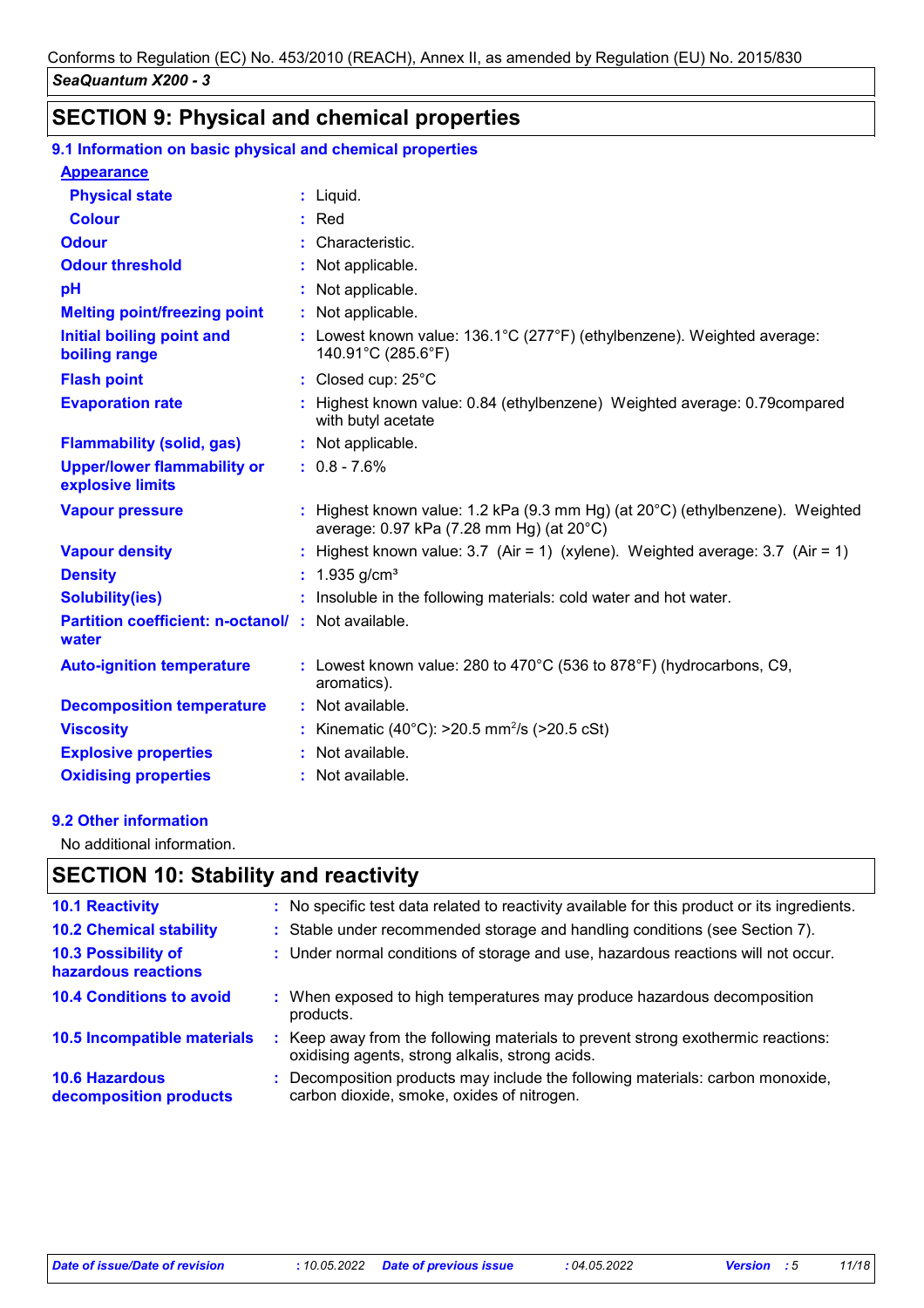## SECTION 9: Physical and chemical properties

### 9.1 Information on basic physical and chemical properties

| Property | Value |
|---|---|
| **Appearance** | |
| Physical state | Liquid. |
| Colour | Red |
| Odour | Characteristic. |
| Odour threshold | Not applicable. |
| pH | Not applicable. |
| Melting point/freezing point | Not applicable. |
| Initial boiling point and boiling range | Lowest known value: 136.1°C (277°F) (ethylbenzene). Weighted average: 140.91°C (285.6°F) |
| Flash point | Closed cup: 25°C |
| Evaporation rate | Highest known value: 0.84 (ethylbenzene) Weighted average: 0.79compared with butyl acetate |
| Flammability (solid, gas) | Not applicable. |
| Upper/lower flammability or explosive limits | 0.8 - 7.6% |
| Vapour pressure | Highest known value: 1.2 kPa (9.3 mm Hg) (at 20°C) (ethylbenzene). Weighted average: 0.97 kPa (7.28 mm Hg) (at 20°C) |
| Vapour density | Highest known value: 3.7 (Air = 1) (xylene). Weighted average: 3.7 (Air = 1) |
| Density | 1.935 g/cm³ |
| Solubility(ies) | Insoluble in the following materials: cold water and hot water. |
| Partition coefficient: n-octanol/ water | Not available. |
| Auto-ignition temperature | Lowest known value: 280 to 470°C (536 to 878°F) (hydrocarbons, C9, aromatics). |
| Decomposition temperature | Not available. |
| Viscosity | Kinematic (40°C): >20.5 $mm^2$/s (>20.5 cSt) |
| Explosive properties | Not available. |
| Oxidising properties | Not available. |

### 9.2 Other information

No additional information.

## SECTION 10: Stability and reactivity

| | |
|---|---|
| 10.1 Reactivity | No specific test data related to reactivity available for this product or its ingredients. |
| 10.2 Chemical stability | Stable under recommended storage and handling conditions (see Section 7). |
| 10.3 Possibility of hazardous reactions | Under normal conditions of storage and use, hazardous reactions will not occur. |
| 10.4 Conditions to avoid | When exposed to high temperatures may produce hazardous decomposition products. |
| 10.5 Incompatible materials | Keep away from the following materials to prevent strong exothermic reactions: oxidising agents, strong alkalis, strong acids. |
| 10.6 Hazardous decomposition products | Decomposition products may include the following materials: carbon monoxide, carbon dioxide, smoke, oxides of nitrogen. |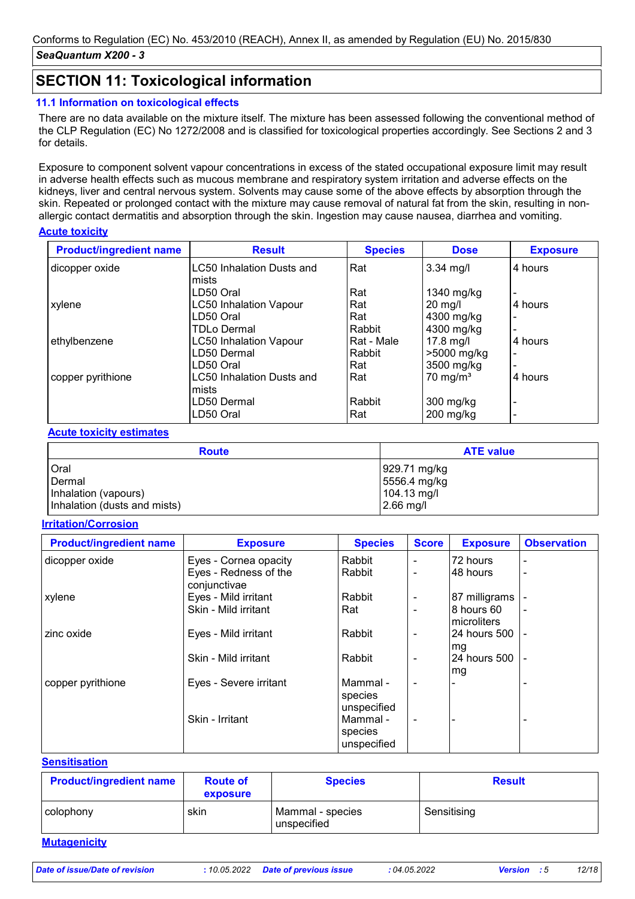## SECTION 11: Toxicological information

### 11.1 Information on toxicological effects

There are no data available on the mixture itself. The mixture has been assessed following the conventional method of the CLP Regulation (EC) No 1272/2008 and is classified for toxicological properties accordingly. See Sections 2 and 3 for details.

Exposure to component solvent vapour concentrations in excess of the stated occupational exposure limit may result in adverse health effects such as mucous membrane and respiratory system irritation and adverse effects on the kidneys, liver and central nervous system. Solvents may cause some of the above effects by absorption through the skin. Repeated or prolonged contact with the mixture may cause removal of natural fat from the skin, resulting in non-allergic contact dermatitis and absorption through the skin. Ingestion may cause nausea, diarrhea and vomiting.

**Acute toxicity**

| Product/ingredient name | Result | Species | Dose | Exposure |
|---|---|---|---|---|
| dicopper oxide | LC50 Inhalation Dusts and mists | Rat | 3.34 mg/l | 4 hours |
| | LD50 Oral | Rat | 1340 mg/kg | - |
| xylene | LC50 Inhalation Vapour | Rat | 20 mg/l | 4 hours |
| | LD50 Oral | Rat | 4300 mg/kg | - |
| | TDLo Dermal | Rabbit | 4300 mg/kg | - |
| ethylbenzene | LC50 Inhalation Vapour | Rat - Male | 17.8 mg/l | 4 hours |
| | LD50 Dermal | Rabbit | >5000 mg/kg | - |
| | LD50 Oral | Rat | 3500 mg/kg | - |
| copper pyrithione | LC50 Inhalation Dusts and mists | Rat | 70 mg/m³ | 4 hours |
| | LD50 Dermal | Rabbit | 300 mg/kg | - |
| | LD50 Oral | Rat | 200 mg/kg | - |

**Acute toxicity estimates**

| Route | ATE value |
|---|---|
| Oral | 929.71 mg/kg |
| Dermal | 5556.4 mg/kg |
| Inhalation (vapours) | 104.13 mg/l |
| Inhalation (dusts and mists) | 2.66 mg/l |

**Irritation/Corrosion**

| Product/ingredient name | Exposure | Species | Score | Exposure | Observation |
|---|---|---|---|---|---|
| dicopper oxide | Eyes - Cornea opacity | Rabbit | - | 72 hours | - |
| | Eyes - Redness of the conjunctivae | Rabbit | - | 48 hours | - |
| xylene | Eyes - Mild irritant | Rabbit | - | 87 milligrams | - |
| | Skin - Mild irritant | Rat | - | 8 hours 60 microliters | - |
| zinc oxide | Eyes - Mild irritant | Rabbit | - | 24 hours 500 mg | - |
| | Skin - Mild irritant | Rabbit | - | 24 hours 500 mg | - |
| copper pyrithione | Eyes - Severe irritant | Mammal - species unspecified | - | - | - |
| | Skin - Irritant | Mammal - species unspecified | - | - | - |

**Sensitisation**

| Product/ingredient name | Route of exposure | Species | Result |
|---|---|---|---|
| colophony | skin | Mammal - species unspecified | Sensitising |

**Mutagenicity**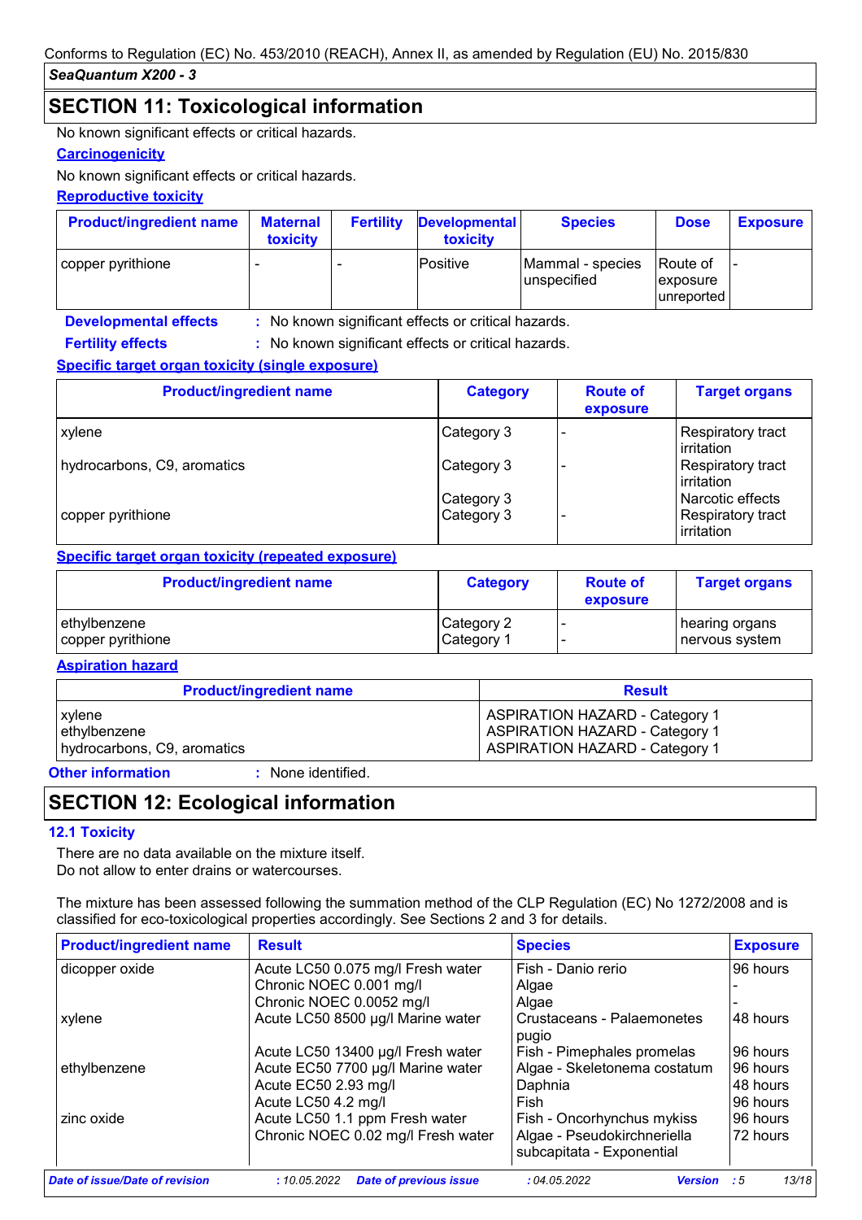## SECTION 11: Toxicological information

No known significant effects or critical hazards.

**Carcinogenicity**

No known significant effects or critical hazards.

**Reproductive toxicity**

| Product/ingredient name | Maternal toxicity | Fertility | Developmental toxicity | Species | Dose | Exposure |
|---|---|---|---|---|---|---|
| copper pyrithione | - | - | Positive | Mammal - species unspecified | Route of exposure unreported | - |

**Developmental effects** : No known significant effects or critical hazards.

**Fertility effects** : No known significant effects or critical hazards.

**Specific target organ toxicity (single exposure)**

| Product/ingredient name | Category | Route of exposure | Target organs |
|---|---|---|---|
| xylene | Category 3 | - | Respiratory tract irritation |
| hydrocarbons, C9, aromatics | Category 3 | - | Respiratory tract irritation |
| | Category 3 | | Narcotic effects |
| copper pyrithione | Category 3 | - | Respiratory tract irritation |

**Specific target organ toxicity (repeated exposure)**

| Product/ingredient name | Category | Route of exposure | Target organs |
|---|---|---|---|
| ethylbenzene | Category 2 | - | hearing organs |
| copper pyrithione | Category 1 | - | nervous system |

**Aspiration hazard**

| Product/ingredient name | Result |
|---|---|
| xylene | ASPIRATION HAZARD - Category 1 |
| ethylbenzene | ASPIRATION HAZARD - Category 1 |
| hydrocarbons, C9, aromatics | ASPIRATION HAZARD - Category 1 |

**Other information** : None identified.

## SECTION 12: Ecological information

### 12.1 Toxicity

There are no data available on the mixture itself.
Do not allow to enter drains or watercourses.

The mixture has been assessed following the summation method of the CLP Regulation (EC) No 1272/2008 and is classified for eco-toxicological properties accordingly. See Sections 2 and 3 for details.

| Product/ingredient name | Result | Species | Exposure |
|---|---|---|---|
| dicopper oxide | Acute LC50 0.075 mg/l Fresh water | Fish - Danio rerio | 96 hours |
| | Chronic NOEC 0.001 mg/l | Algae | - |
| | Chronic NOEC 0.0052 mg/l | Algae | - |
| xylene | Acute LC50 8500 µg/l Marine water | Crustaceans - Palaemonetes pugio | 48 hours |
| | Acute LC50 13400 µg/l Fresh water | Fish - Pimephales promelas | 96 hours |
| ethylbenzene | Acute EC50 7700 µg/l Marine water | Algae - Skeletonema costatum | 96 hours |
| | Acute EC50 2.93 mg/l | Daphnia | 48 hours |
| | Acute LC50 4.2 mg/l | Fish | 96 hours |
| zinc oxide | Acute LC50 1.1 ppm Fresh water | Fish - Oncorhynchus mykiss | 96 hours |
| | Chronic NOEC 0.02 mg/l Fresh water | Algae - Pseudokirchneriella subcapitata - Exponential | 72 hours |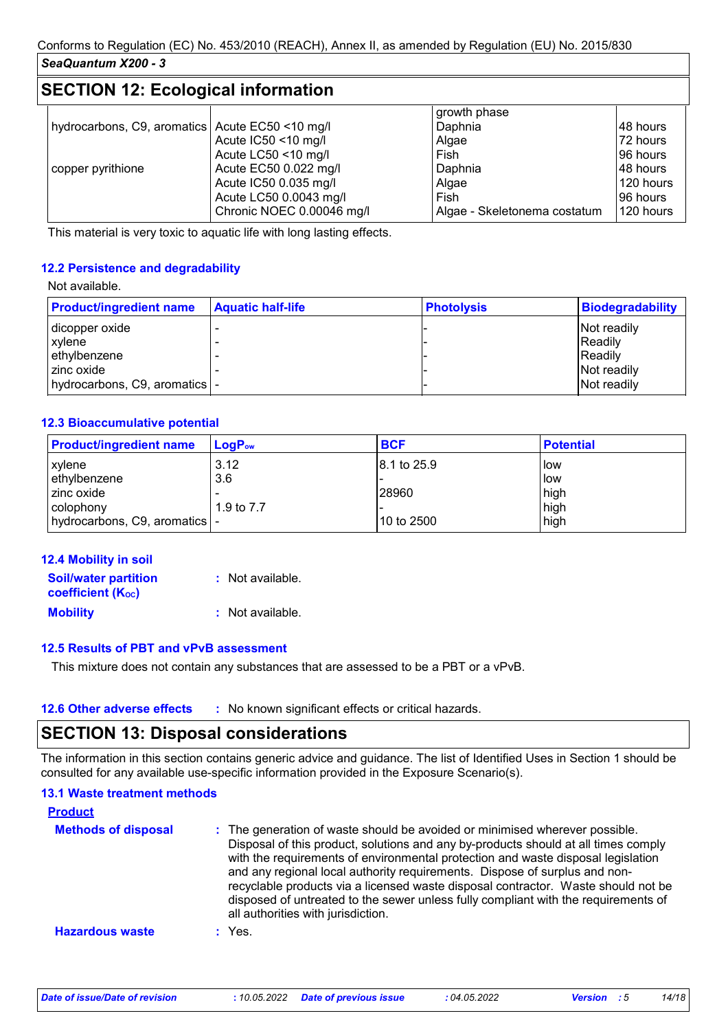Conforms to Regulation (EC) No. 453/2010 (REACH), Annex II, as amended by Regulation (EU) No. 2015/830

*SeaQuantum X200 - 3*

## SECTION 12: Ecological information

| | | growth phase | |
|---|---|---|---|
| hydrocarbons, C9, aromatics | Acute EC50 <10 mg/l | Daphnia | 48 hours |
| | Acute IC50 <10 mg/l | Algae | 72 hours |
| | Acute LC50 <10 mg/l | Fish | 96 hours |
| copper pyrithione | Acute EC50 0.022 mg/l | Daphnia | 48 hours |
| | Acute IC50 0.035 mg/l | Algae | 120 hours |
| | Acute LC50 0.0043 mg/l | Fish | 96 hours |
| | Chronic NOEC 0.00046 mg/l | Algae - Skeletonema costatum | 120 hours |

This material is very toxic to aquatic life with long lasting effects.

### 12.2 Persistence and degradability

Not available.

| Product/ingredient name | Aquatic half-life | Photolysis | Biodegradability |
|---|---|---|---|
| dicopper oxide | - | - | Not readily |
| xylene | - | - | Readily |
| ethylbenzene | - | - | Readily |
| zinc oxide | - | - | Not readily |
| hydrocarbons, C9, aromatics | - | - | Not readily |

### 12.3 Bioaccumulative potential

| Product/ingredient name | $LogP_{ow}$ | BCF | Potential |
|---|---|---|---|
| xylene | 3.12 | 8.1 to 25.9 | low |
| ethylbenzene | 3.6 | - | low |
| zinc oxide | - | 28960 | high |
| colophony | 1.9 to 7.7 | - | high |
| hydrocarbons, C9, aromatics | - | 10 to 2500 | high |

### 12.4 Mobility in soil

**Soil/water partition coefficient ($K_{OC}$)** : Not available.

**Mobility** : Not available.

### 12.5 Results of PBT and vPvB assessment

This mixture does not contain any substances that are assessed to be a PBT or a vPvB.

### 12.6 Other adverse effects

: No known significant effects or critical hazards.

## SECTION 13: Disposal considerations

The information in this section contains generic advice and guidance. The list of Identified Uses in Section 1 should be consulted for any available use-specific information provided in the Exposure Scenario(s).

### 13.1 Waste treatment methods

**Product**

**Methods of disposal** : The generation of waste should be avoided or minimised wherever possible. Disposal of this product, solutions and any by-products should at all times comply with the requirements of environmental protection and waste disposal legislation and any regional local authority requirements. Dispose of surplus and non-recyclable products via a licensed waste disposal contractor. Waste should not be disposed of untreated to the sewer unless fully compliant with the requirements of all authorities with jurisdiction.

**Hazardous waste** : Yes.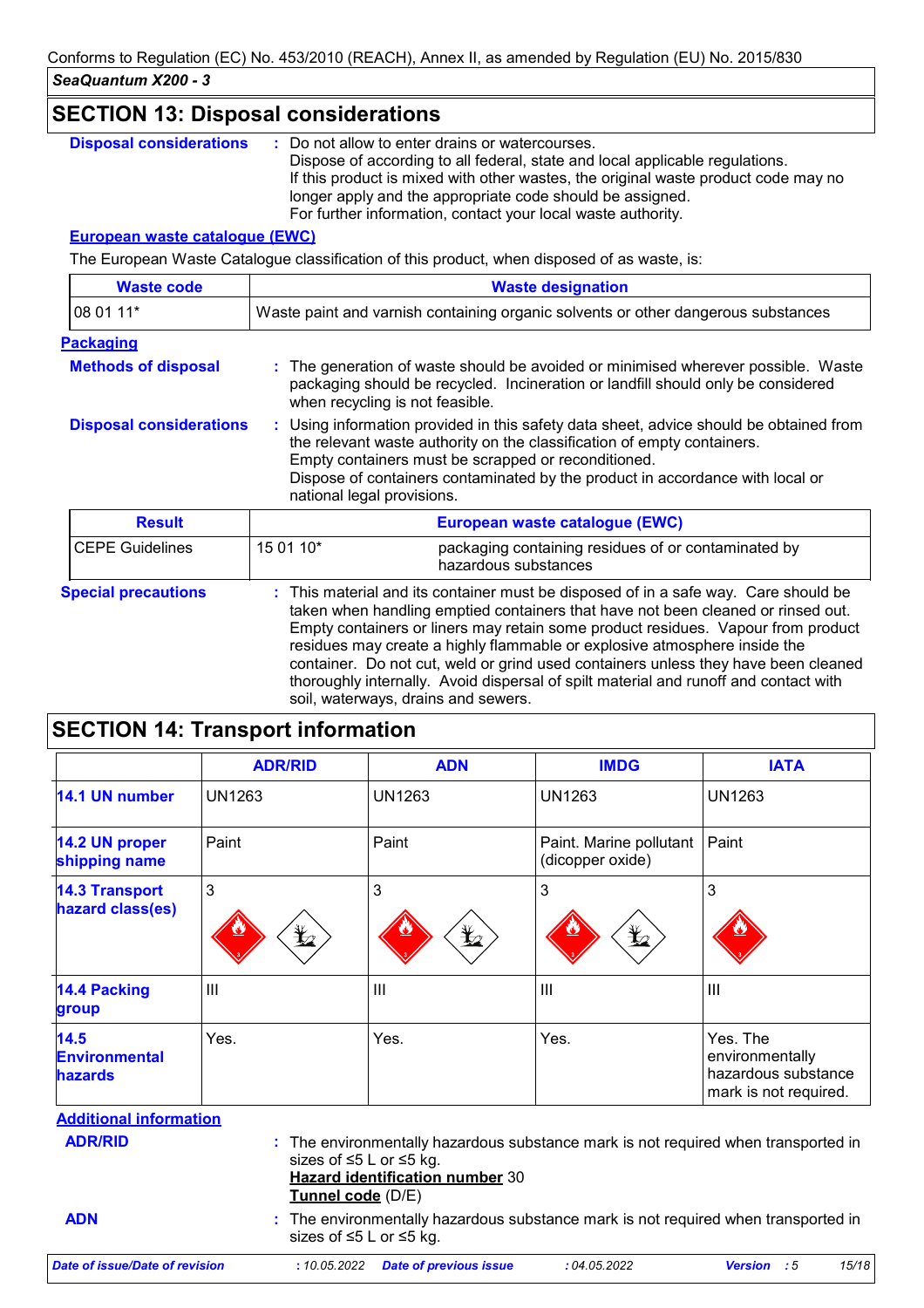## SECTION 13: Disposal considerations

**Disposal considerations** : Do not allow to enter drains or watercourses.
Dispose of according to all federal, state and local applicable regulations.
If this product is mixed with other wastes, the original waste product code may no longer apply and the appropriate code should be assigned.
For further information, contact your local waste authority.

**European waste catalogue (EWC)**

The European Waste Catalogue classification of this product, when disposed of as waste, is:

| Waste code | Waste designation |
|---|---|
| 08 01 11* | Waste paint and varnish containing organic solvents or other dangerous substances |

**Packaging**

**Methods of disposal** : The generation of waste should be avoided or minimised wherever possible. Waste packaging should be recycled. Incineration or landfill should only be considered when recycling is not feasible.

**Disposal considerations** : Using information provided in this safety data sheet, advice should be obtained from the relevant waste authority on the classification of empty containers.
Empty containers must be scrapped or reconditioned.
Dispose of containers contaminated by the product in accordance with local or national legal provisions.

| Result | European waste catalogue (EWC) | |
|---|---|---|
| CEPE Guidelines | 15 01 10* | packaging containing residues of or contaminated by hazardous substances |

**Special precautions** : This material and its container must be disposed of in a safe way. Care should be taken when handling emptied containers that have not been cleaned or rinsed out. Empty containers or liners may retain some product residues. Vapour from product residues may create a highly flammable or explosive atmosphere inside the container. Do not cut, weld or grind used containers unless they have been cleaned thoroughly internally. Avoid dispersal of spilt material and runoff and contact with soil, waterways, drains and sewers.

## SECTION 14: Transport information

| | ADR/RID | ADN | IMDG | IATA |
|---|---|---|---|---|
| **14.1 UN number** | UN1263 | UN1263 | UN1263 | UN1263 |
| **14.2 UN proper shipping name** | Paint | Paint | Paint. Marine pollutant (dicopper oxide) | Paint |
| **14.3 Transport hazard class(es)** | 3 | 3 | 3 | 3 |
| **14.4 Packing group** | III | III | III | III |
| **14.5 Environmental hazards** | Yes. | Yes. | Yes. | Yes. The environmentally hazardous substance mark is not required. |

**Additional information**

**ADR/RID** : The environmentally hazardous substance mark is not required when transported in sizes of ≤5 L or ≤5 kg.
**Hazard identification number** 30
**Tunnel code** (D/E)

**ADN** : The environmentally hazardous substance mark is not required when transported in sizes of ≤5 L or ≤5 kg.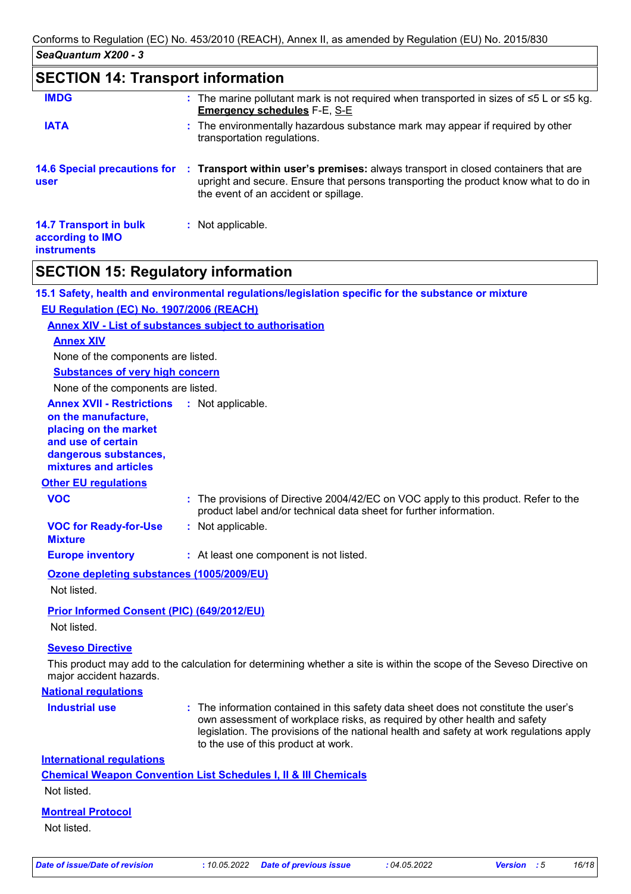## SECTION 14: Transport information

**IMDG** : The marine pollutant mark is not required when transported in sizes of ≤5 L or ≤5 kg. **Emergency schedules** F-E, S-E

**IATA** : The environmentally hazardous substance mark may appear if required by other transportation regulations.

**14.6 Special precautions for user** : **Transport within user's premises:** always transport in closed containers that are upright and secure. Ensure that persons transporting the product know what to do in the event of an accident or spillage.

**14.7 Transport in bulk according to IMO instruments** : Not applicable.

## SECTION 15: Regulatory information

### 15.1 Safety, health and environmental regulations/legislation specific for the substance or mixture

**EU Regulation (EC) No. 1907/2006 (REACH)**

**Annex XIV - List of substances subject to authorisation**

**Annex XIV**

None of the components are listed.

**Substances of very high concern**

None of the components are listed.

**Annex XVII - Restrictions on the manufacture, placing on the market and use of certain dangerous substances, mixtures and articles** : Not applicable.

**Other EU regulations**

**VOC** : The provisions of Directive 2004/42/EC on VOC apply to this product. Refer to the product label and/or technical data sheet for further information.

**VOC for Ready-for-Use Mixture** : Not applicable.

**Europe inventory** : At least one component is not listed.

**Ozone depleting substances (1005/2009/EU)**

Not listed.

**Prior Informed Consent (PIC) (649/2012/EU)**

Not listed.

**Seveso Directive**

This product may add to the calculation for determining whether a site is within the scope of the Seveso Directive on major accident hazards.

**National regulations**

**Industrial use** : The information contained in this safety data sheet does not constitute the user's own assessment of workplace risks, as required by other health and safety legislation. The provisions of the national health and safety at work regulations apply to the use of this product at work.

**International regulations**

**Chemical Weapon Convention List Schedules I, II & III Chemicals**

Not listed.

**Montreal Protocol**

Not listed.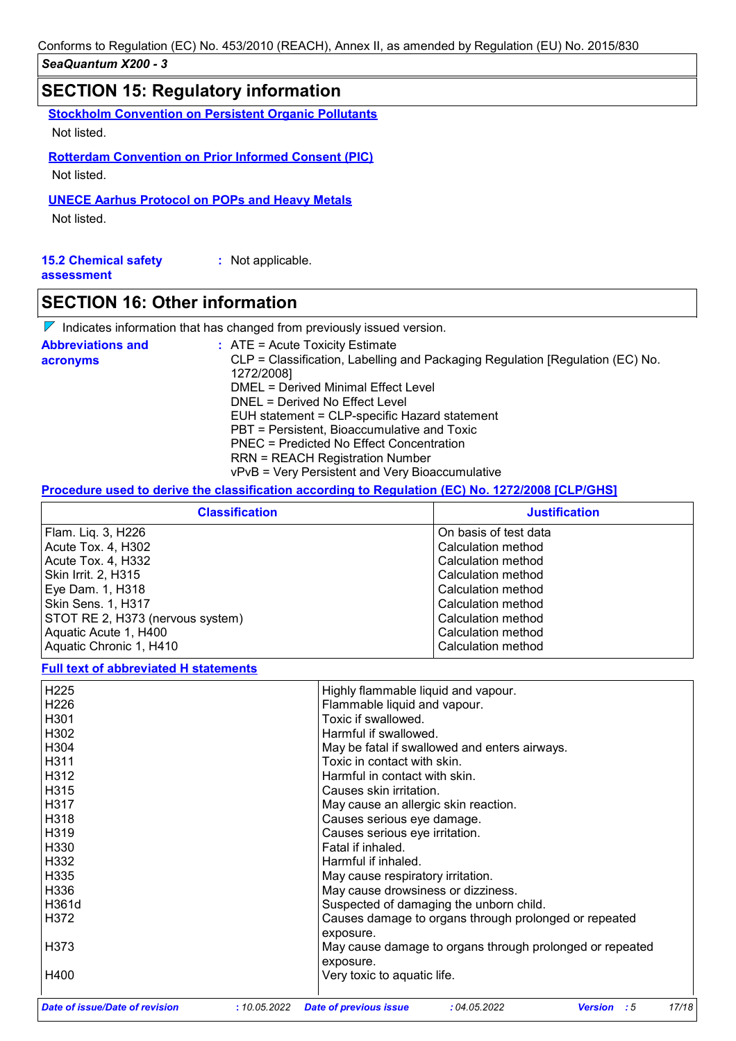## SECTION 15: Regulatory information

**Stockholm Convention on Persistent Organic Pollutants**

Not listed.

**Rotterdam Convention on Prior Informed Consent (PIC)**

Not listed.

**UNECE Aarhus Protocol on POPs and Heavy Metals**

Not listed.

**15.2 Chemical safety assessment** : Not applicable.

## SECTION 16: Other information

Indicates information that has changed from previously issued version.

**Abbreviations and acronyms** :
ATE = Acute Toxicity Estimate
CLP = Classification, Labelling and Packaging Regulation [Regulation (EC) No. 1272/2008]
DMEL = Derived Minimal Effect Level
DNEL = Derived No Effect Level
EUH statement = CLP-specific Hazard statement
PBT = Persistent, Bioaccumulative and Toxic
PNEC = Predicted No Effect Concentration
RRN = REACH Registration Number
vPvB = Very Persistent and Very Bioaccumulative

**Procedure used to derive the classification according to Regulation (EC) No. 1272/2008 [CLP/GHS]**

| Classification | Justification |
|---|---|
| Flam. Liq. 3, H226 | On basis of test data |
| Acute Tox. 4, H302 | Calculation method |
| Acute Tox. 4, H332 | Calculation method |
| Skin Irrit. 2, H315 | Calculation method |
| Eye Dam. 1, H318 | Calculation method |
| Skin Sens. 1, H317 | Calculation method |
| STOT RE 2, H373 (nervous system) | Calculation method |
| Aquatic Acute 1, H400 | Calculation method |
| Aquatic Chronic 1, H410 | Calculation method |

**Full text of abbreviated H statements**

| | |
|---|---|
| H225 | Highly flammable liquid and vapour. |
| H226 | Flammable liquid and vapour. |
| H301 | Toxic if swallowed. |
| H302 | Harmful if swallowed. |
| H304 | May be fatal if swallowed and enters airways. |
| H311 | Toxic in contact with skin. |
| H312 | Harmful in contact with skin. |
| H315 | Causes skin irritation. |
| H317 | May cause an allergic skin reaction. |
| H318 | Causes serious eye damage. |
| H319 | Causes serious eye irritation. |
| H330 | Fatal if inhaled. |
| H332 | Harmful if inhaled. |
| H335 | May cause respiratory irritation. |
| H336 | May cause drowsiness or dizziness. |
| H361d | Suspected of damaging the unborn child. |
| H372 | Causes damage to organs through prolonged or repeated exposure. |
| H373 | May cause damage to organs through prolonged or repeated exposure. |
| H400 | Very toxic to aquatic life. |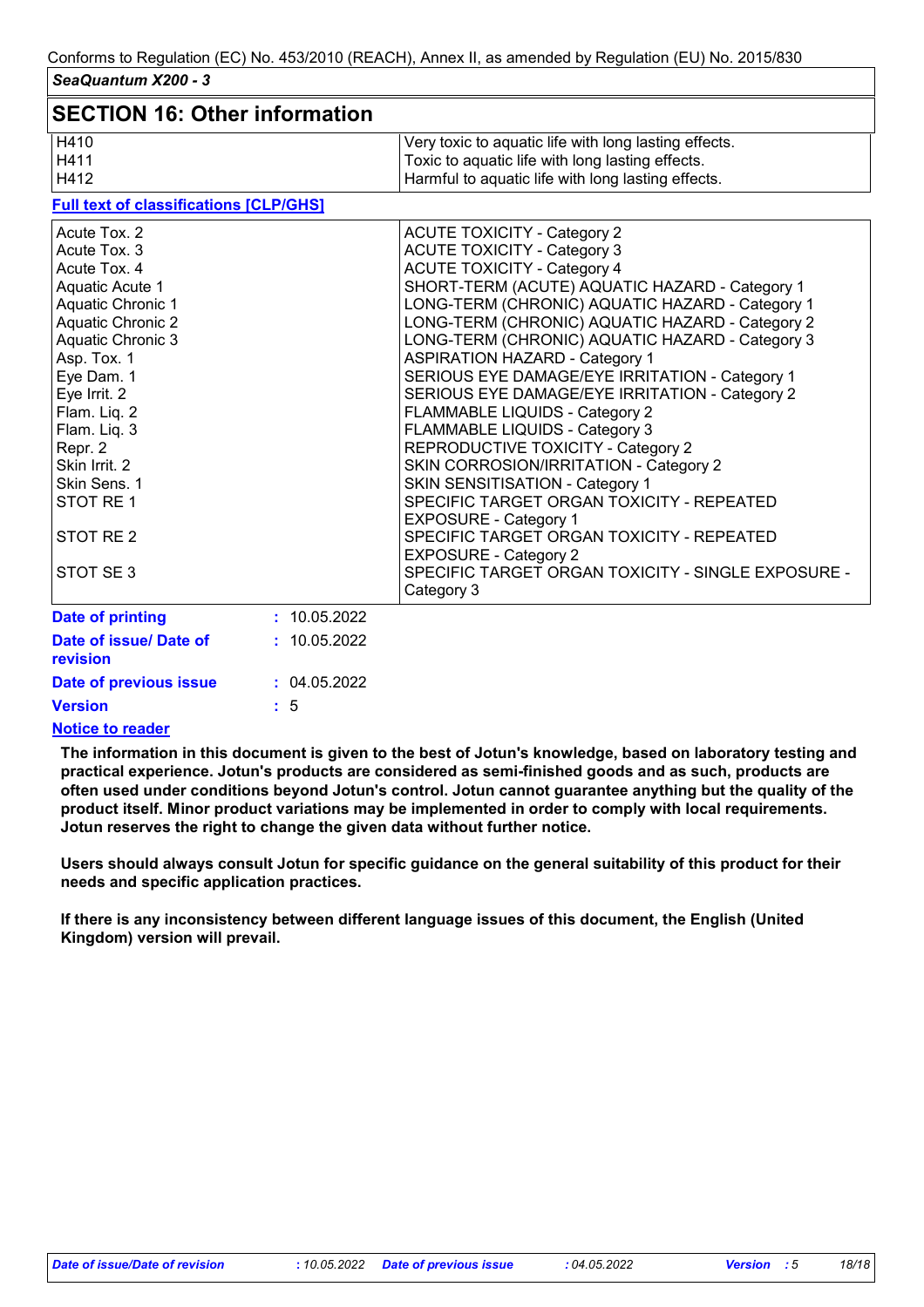## SECTION 16: Other information

| | |
|---|---|
| H410 | Very toxic to aquatic life with long lasting effects. |
| H411 | Toxic to aquatic life with long lasting effects. |
| H412 | Harmful to aquatic life with long lasting effects. |

**Full text of classifications [CLP/GHS]**

| | |
|---|---|
| Acute Tox. 2 | ACUTE TOXICITY - Category 2 |
| Acute Tox. 3 | ACUTE TOXICITY - Category 3 |
| Acute Tox. 4 | ACUTE TOXICITY - Category 4 |
| Aquatic Acute 1 | SHORT-TERM (ACUTE) AQUATIC HAZARD - Category 1 |
| Aquatic Chronic 1 | LONG-TERM (CHRONIC) AQUATIC HAZARD - Category 1 |
| Aquatic Chronic 2 | LONG-TERM (CHRONIC) AQUATIC HAZARD - Category 2 |
| Aquatic Chronic 3 | LONG-TERM (CHRONIC) AQUATIC HAZARD - Category 3 |
| Asp. Tox. 1 | ASPIRATION HAZARD - Category 1 |
| Eye Dam. 1 | SERIOUS EYE DAMAGE/EYE IRRITATION - Category 1 |
| Eye Irrit. 2 | SERIOUS EYE DAMAGE/EYE IRRITATION - Category 2 |
| Flam. Liq. 2 | FLAMMABLE LIQUIDS - Category 2 |
| Flam. Liq. 3 | FLAMMABLE LIQUIDS - Category 3 |
| Repr. 2 | REPRODUCTIVE TOXICITY - Category 2 |
| Skin Irrit. 2 | SKIN CORROSION/IRRITATION - Category 2 |
| Skin Sens. 1 | SKIN SENSITISATION - Category 1 |
| STOT RE 1 | SPECIFIC TARGET ORGAN TOXICITY - REPEATED EXPOSURE - Category 1 |
| STOT RE 2 | SPECIFIC TARGET ORGAN TOXICITY - REPEATED EXPOSURE - Category 2 |
| STOT SE 3 | SPECIFIC TARGET ORGAN TOXICITY - SINGLE EXPOSURE - Category 3 |

**Date of printing** : 10.05.2022

**Date of issue/ Date of revision** : 10.05.2022

**Date of previous issue** : 04.05.2022

**Version** : 5

**Notice to reader**

**The information in this document is given to the best of Jotun's knowledge, based on laboratory testing and practical experience. Jotun's products are considered as semi-finished goods and as such, products are often used under conditions beyond Jotun's control. Jotun cannot guarantee anything but the quality of the product itself. Minor product variations may be implemented in order to comply with local requirements. Jotun reserves the right to change the given data without further notice.**

**Users should always consult Jotun for specific guidance on the general suitability of this product for their needs and specific application practices.**

**If there is any inconsistency between different language issues of this document, the English (United Kingdom) version will prevail.**